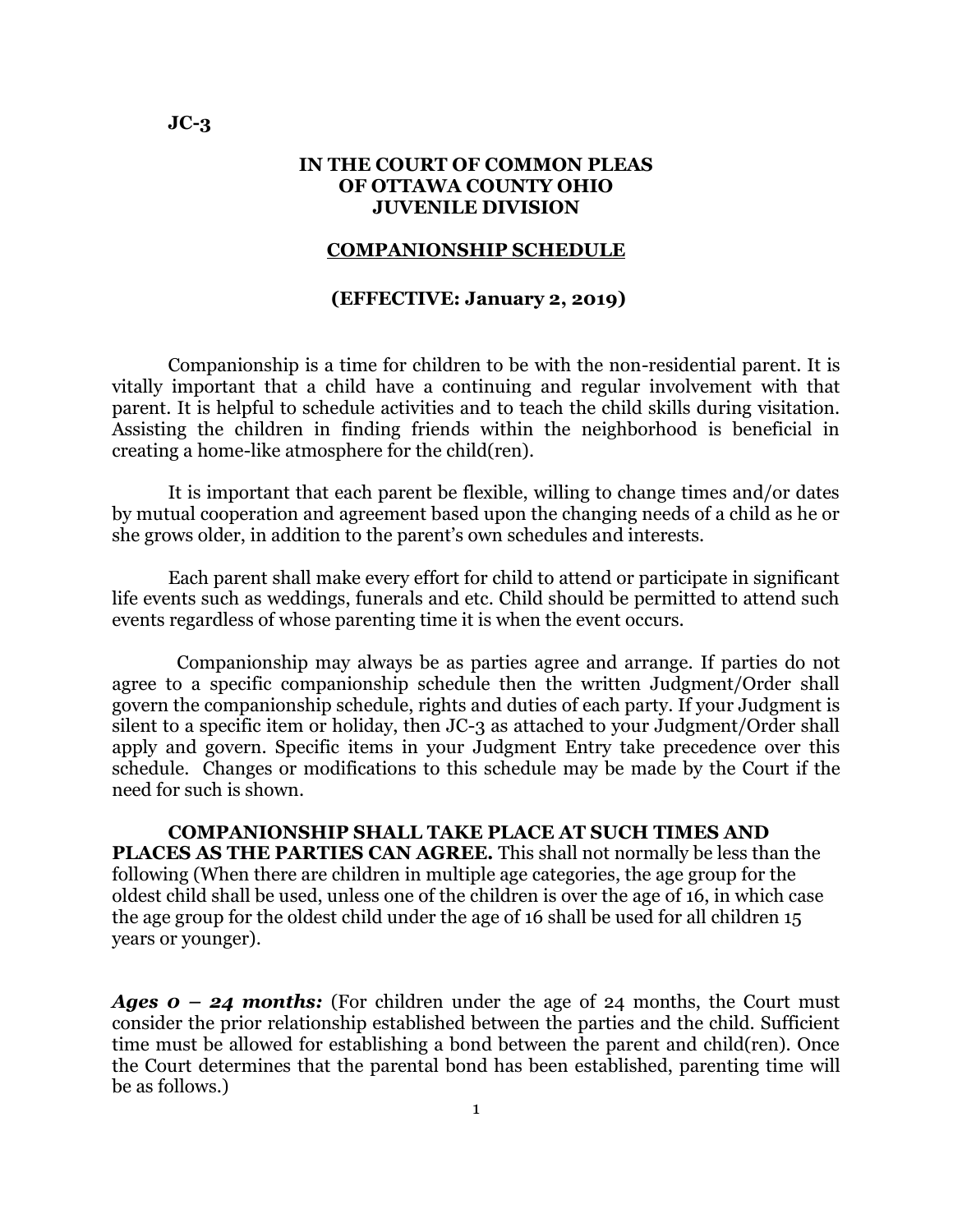**JC-3**

**IN THE COURT OF COMMON PLEAS**
**OF OTTAWA COUNTY OHIO**
**JUVENILE DIVISION**

# COMPANIONSHIP SCHEDULE

**(EFFECTIVE: January 2, 2019)**

Companionship is a time for children to be with the non-residential parent. It is vitally important that a child have a continuing and regular involvement with that parent. It is helpful to schedule activities and to teach the child skills during visitation. Assisting the children in finding friends within the neighborhood is beneficial in creating a home-like atmosphere for the child(ren).

It is important that each parent be flexible, willing to change times and/or dates by mutual cooperation and agreement based upon the changing needs of a child as he or she grows older, in addition to the parent's own schedules and interests.

Each parent shall make every effort for child to attend or participate in significant life events such as weddings, funerals and etc. Child should be permitted to attend such events regardless of whose parenting time it is when the event occurs.

Companionship may always be as parties agree and arrange. If parties do not agree to a specific companionship schedule then the written Judgment/Order shall govern the companionship schedule, rights and duties of each party. If your Judgment is silent to a specific item or holiday, then JC-3 as attached to your Judgment/Order shall apply and govern. Specific items in your Judgment Entry take precedence over this schedule. Changes or modifications to this schedule may be made by the Court if the need for such is shown.

**COMPANIONSHIP SHALL TAKE PLACE AT SUCH TIMES AND PLACES AS THE PARTIES CAN AGREE.** This shall not normally be less than the following (When there are children in multiple age categories, the age group for the oldest child shall be used, unless one of the children is over the age of 16, in which case the age group for the oldest child under the age of 16 shall be used for all children 15 years or younger).

***Ages 0 – 24 months:*** (For children under the age of 24 months, the Court must consider the prior relationship established between the parties and the child. Sufficient time must be allowed for establishing a bond between the parent and child(ren). Once the Court determines that the parental bond has been established, parenting time will be as follows.)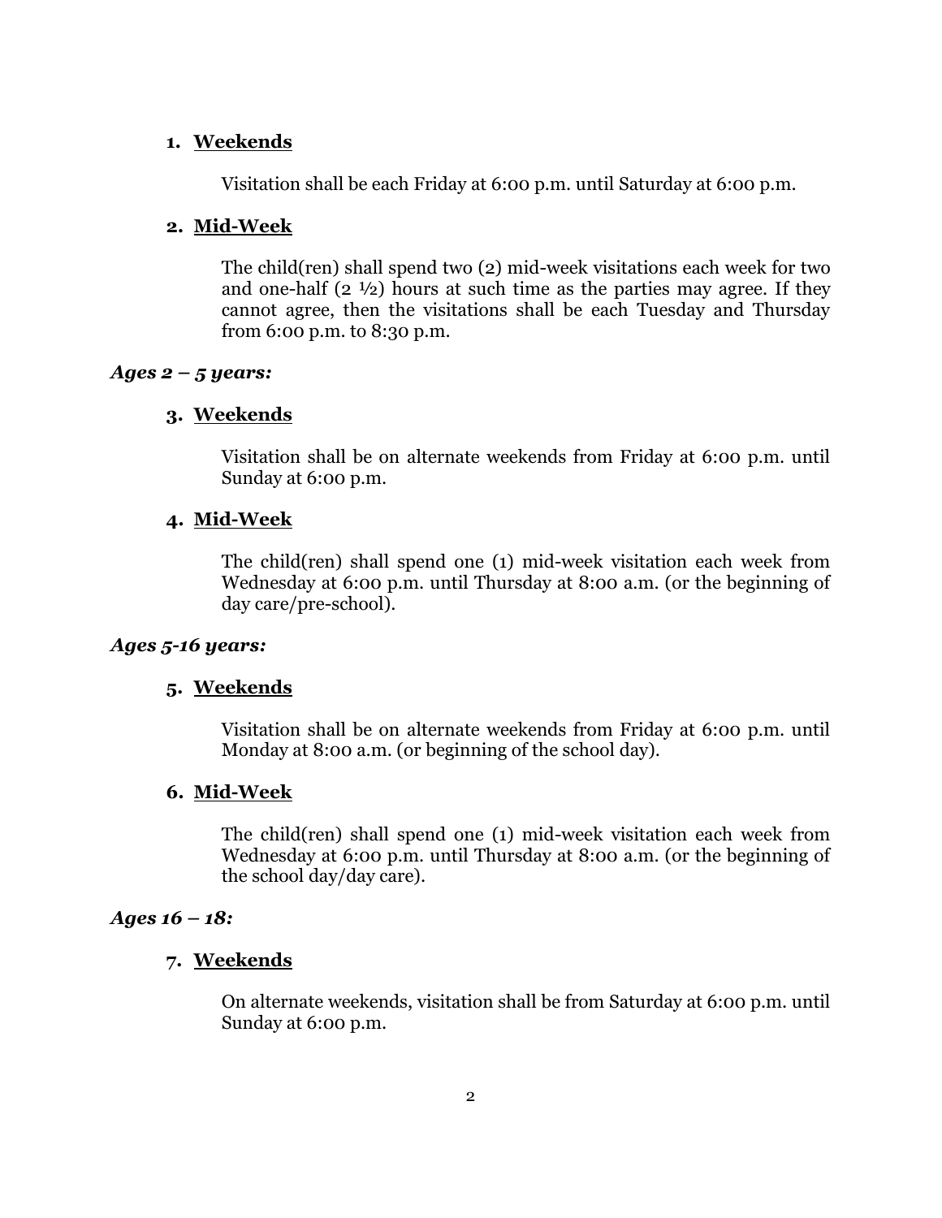1. **Weekends**

   Visitation shall be each Friday at 6:00 p.m. until Saturday at 6:00 p.m.

2. **Mid-Week**

   The child(ren) shall spend two (2) mid-week visitations each week for two and one-half (2 ½) hours at such time as the parties may agree. If they cannot agree, then the visitations shall be each Tuesday and Thursday from 6:00 p.m. to 8:30 p.m.

***Ages 2 – 5 years:***

3. **Weekends**

   Visitation shall be on alternate weekends from Friday at 6:00 p.m. until Sunday at 6:00 p.m.

4. **Mid-Week**

   The child(ren) shall spend one (1) mid-week visitation each week from Wednesday at 6:00 p.m. until Thursday at 8:00 a.m. (or the beginning of day care/pre-school).

***Ages 5-16 years:***

5. **Weekends**

   Visitation shall be on alternate weekends from Friday at 6:00 p.m. until Monday at 8:00 a.m. (or beginning of the school day).

6. **Mid-Week**

   The child(ren) shall spend one (1) mid-week visitation each week from Wednesday at 6:00 p.m. until Thursday at 8:00 a.m. (or the beginning of the school day/day care).

***Ages 16 – 18:***

7. **Weekends**

   On alternate weekends, visitation shall be from Saturday at 6:00 p.m. until Sunday at 6:00 p.m.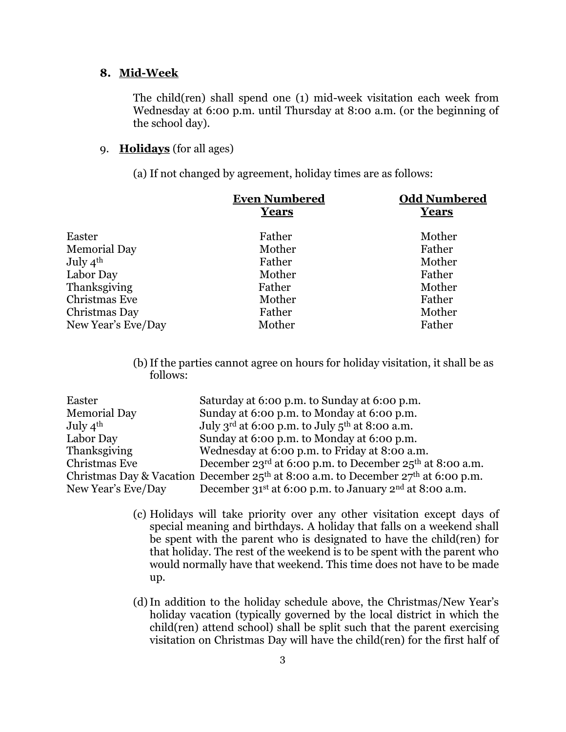### 8. Mid-Week

The child(ren) shall spend one (1) mid-week visitation each week from Wednesday at 6:00 p.m. until Thursday at 8:00 a.m. (or the beginning of the school day).

### 9. **Holidays** (for all ages)

(a) If not changed by agreement, holiday times are as follows:

| | Even Numbered Years | Odd Numbered Years |
|---|---|---|
| Easter | Father | Mother |
| Memorial Day | Mother | Father |
| July 4th | Father | Mother |
| Labor Day | Mother | Father |
| Thanksgiving | Father | Mother |
| Christmas Eve | Mother | Father |
| Christmas Day | Father | Mother |
| New Year's Eve/Day | Mother | Father |

(b) If the parties cannot agree on hours for holiday visitation, it shall be as follows:

| | |
|---|---|
| Easter | Saturday at 6:00 p.m. to Sunday at 6:00 p.m. |
| Memorial Day | Sunday at 6:00 p.m. to Monday at 6:00 p.m. |
| July 4th | July 3rd at 6:00 p.m. to July 5th at 8:00 a.m. |
| Labor Day | Sunday at 6:00 p.m. to Monday at 6:00 p.m. |
| Thanksgiving | Wednesday at 6:00 p.m. to Friday at 8:00 a.m. |
| Christmas Eve | December 23rd at 6:00 p.m. to December 25th at 8:00 a.m. |
| Christmas Day & Vacation | December 25th at 8:00 a.m. to December 27th at 6:00 p.m. |
| New Year's Eve/Day | December 31st at 6:00 p.m. to January 2nd at 8:00 a.m. |

(c) Holidays will take priority over any other visitation except days of special meaning and birthdays. A holiday that falls on a weekend shall be spent with the parent who is designated to have the child(ren) for that holiday. The rest of the weekend is to be spent with the parent who would normally have that weekend. This time does not have to be made up.

(d) In addition to the holiday schedule above, the Christmas/New Year's holiday vacation (typically governed by the local district in which the child(ren) attend school) shall be split such that the parent exercising visitation on Christmas Day will have the child(ren) for the first half of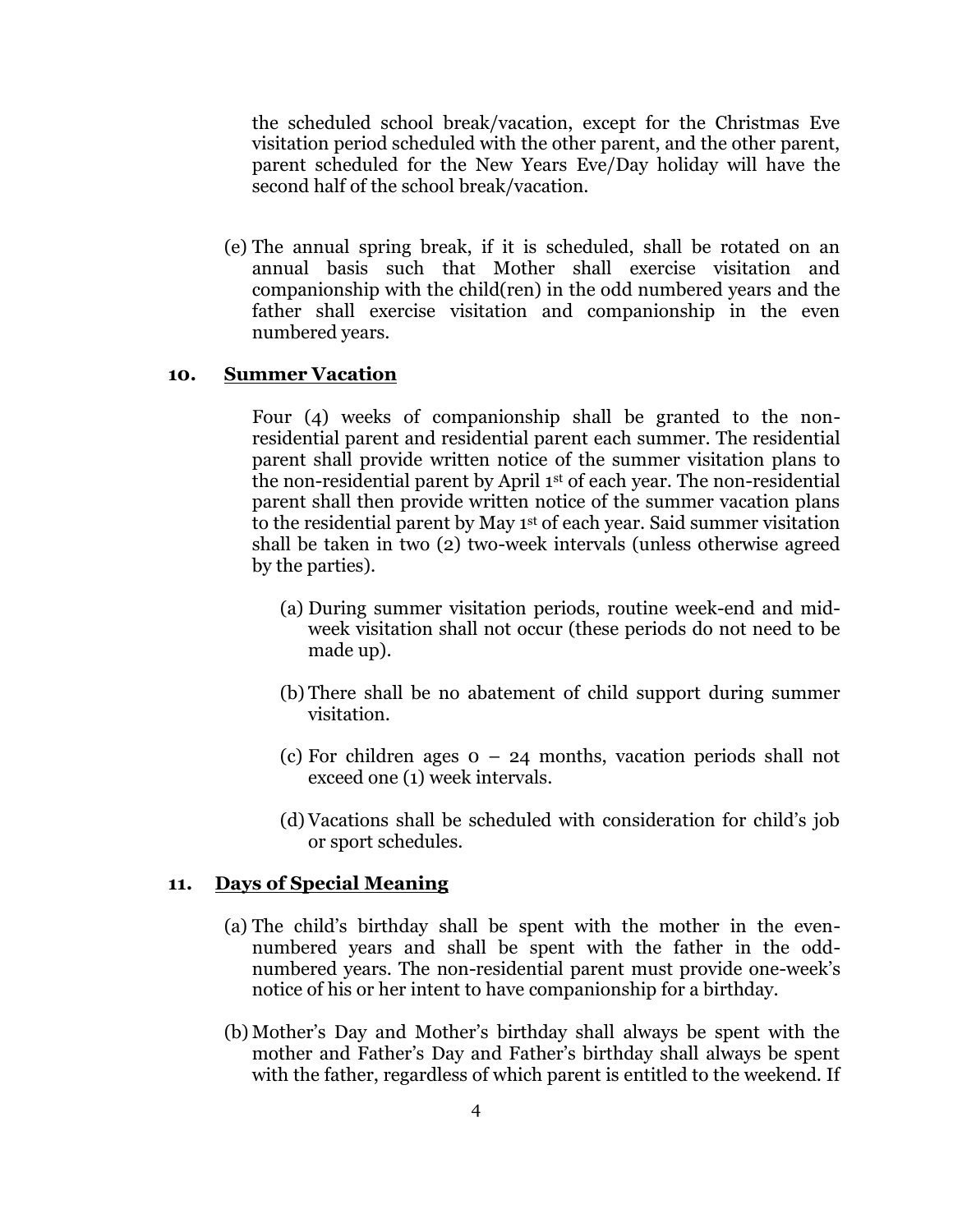the scheduled school break/vacation, except for the Christmas Eve visitation period scheduled with the other parent, and the other parent, parent scheduled for the New Years Eve/Day holiday will have the second half of the school break/vacation.

(e) The annual spring break, if it is scheduled, shall be rotated on an annual basis such that Mother shall exercise visitation and companionship with the child(ren) in the odd numbered years and the father shall exercise visitation and companionship in the even numbered years.

**10. <u>Summer Vacation</u>**

Four (4) weeks of companionship shall be granted to the non-residential parent and residential parent each summer. The residential parent shall provide written notice of the summer visitation plans to the non-residential parent by April 1st of each year. The non-residential parent shall then provide written notice of the summer vacation plans to the residential parent by May 1st of each year. Said summer visitation shall be taken in two (2) two-week intervals (unless otherwise agreed by the parties).

(a) During summer visitation periods, routine week-end and mid-week visitation shall not occur (these periods do not need to be made up).

(b) There shall be no abatement of child support during summer visitation.

(c) For children ages 0 – 24 months, vacation periods shall not exceed one (1) week intervals.

(d) Vacations shall be scheduled with consideration for child's job or sport schedules.

**11. <u>Days of Special Meaning</u>**

(a) The child's birthday shall be spent with the mother in the even-numbered years and shall be spent with the father in the odd-numbered years. The non-residential parent must provide one-week's notice of his or her intent to have companionship for a birthday.

(b) Mother's Day and Mother's birthday shall always be spent with the mother and Father's Day and Father's birthday shall always be spent with the father, regardless of which parent is entitled to the weekend. If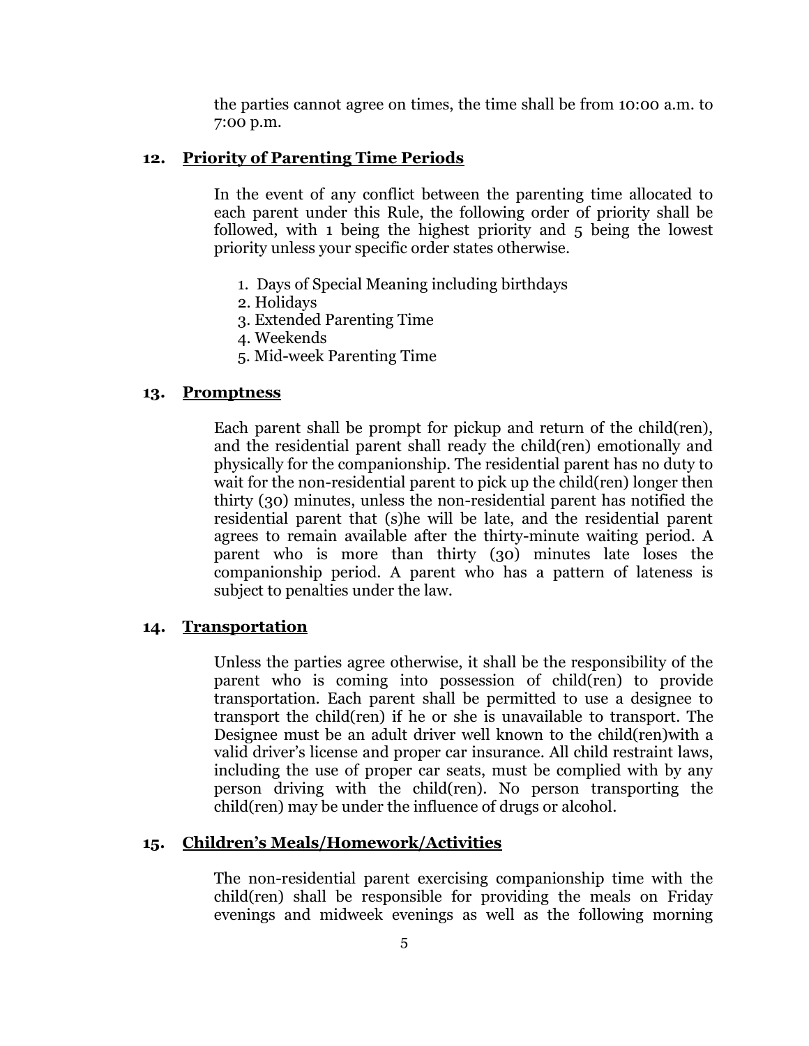the parties cannot agree on times, the time shall be from 10:00 a.m. to 7:00 p.m.

## 12. Priority of Parenting Time Periods

In the event of any conflict between the parenting time allocated to each parent under this Rule, the following order of priority shall be followed, with 1 being the highest priority and 5 being the lowest priority unless your specific order states otherwise.

1. Days of Special Meaning including birthdays
2. Holidays
3. Extended Parenting Time
4. Weekends
5. Mid-week Parenting Time

## 13. Promptness

Each parent shall be prompt for pickup and return of the child(ren), and the residential parent shall ready the child(ren) emotionally and physically for the companionship. The residential parent has no duty to wait for the non-residential parent to pick up the child(ren) longer then thirty (30) minutes, unless the non-residential parent has notified the residential parent that (s)he will be late, and the residential parent agrees to remain available after the thirty-minute waiting period. A parent who is more than thirty (30) minutes late loses the companionship period. A parent who has a pattern of lateness is subject to penalties under the law.

## 14. Transportation

Unless the parties agree otherwise, it shall be the responsibility of the parent who is coming into possession of child(ren) to provide transportation. Each parent shall be permitted to use a designee to transport the child(ren) if he or she is unavailable to transport. The Designee must be an adult driver well known to the child(ren)with a valid driver's license and proper car insurance. All child restraint laws, including the use of proper car seats, must be complied with by any person driving with the child(ren). No person transporting the child(ren) may be under the influence of drugs or alcohol.

## 15. Children's Meals/Homework/Activities

The non-residential parent exercising companionship time with the child(ren) shall be responsible for providing the meals on Friday evenings and midweek evenings as well as the following morning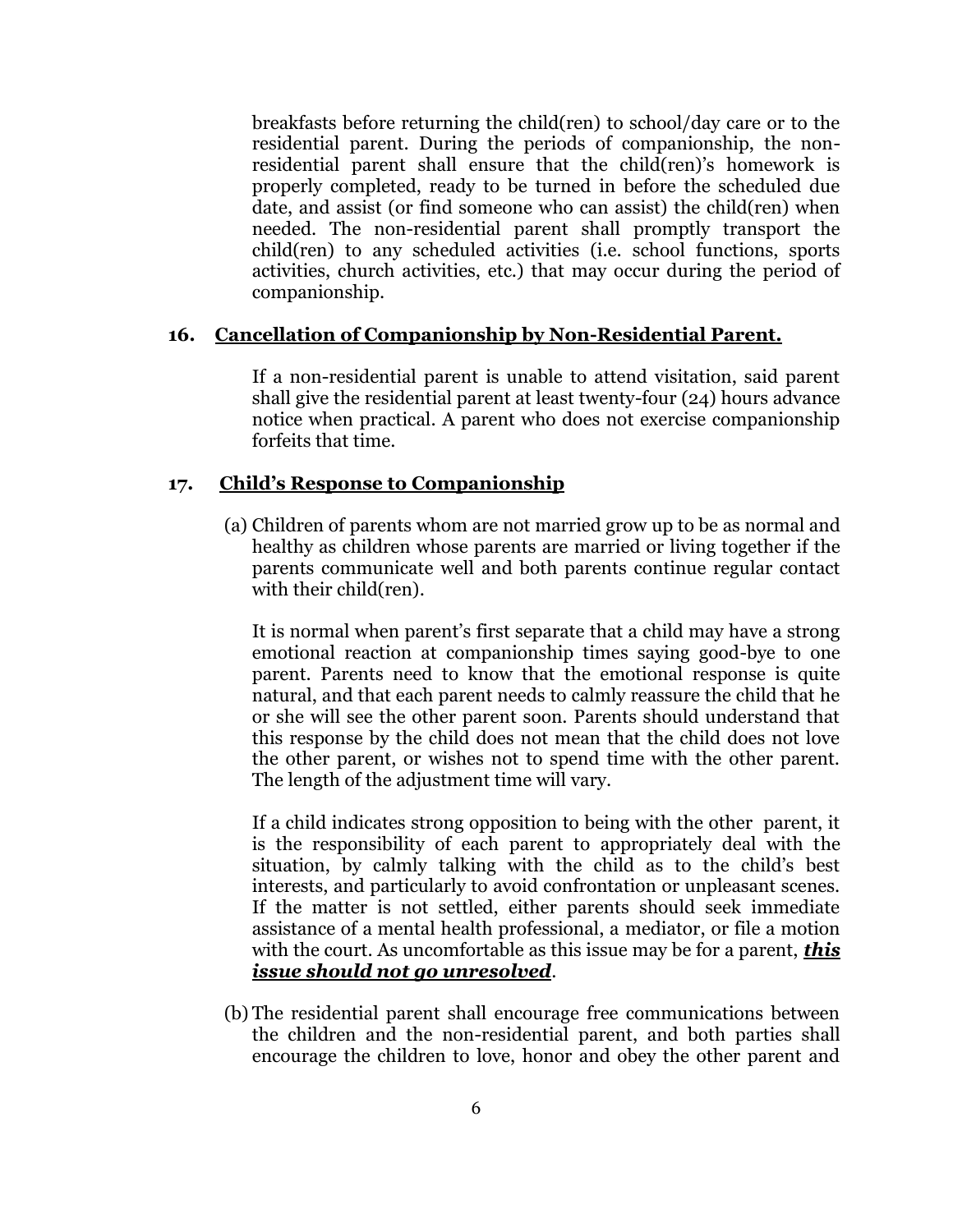breakfasts before returning the child(ren) to school/day care or to the residential parent. During the periods of companionship, the non-residential parent shall ensure that the child(ren)'s homework is properly completed, ready to be turned in before the scheduled due date, and assist (or find someone who can assist) the child(ren) when needed. The non-residential parent shall promptly transport the child(ren) to any scheduled activities (i.e. school functions, sports activities, church activities, etc.) that may occur during the period of companionship.

**16. <u>Cancellation of Companionship by Non-Residential Parent.</u>**

If a non-residential parent is unable to attend visitation, said parent shall give the residential parent at least twenty-four (24) hours advance notice when practical. A parent who does not exercise companionship forfeits that time.

**17. <u>Child's Response to Companionship</u>**

(a) Children of parents whom are not married grow up to be as normal and healthy as children whose parents are married or living together if the parents communicate well and both parents continue regular contact with their child(ren).

It is normal when parent's first separate that a child may have a strong emotional reaction at companionship times saying good-bye to one parent. Parents need to know that the emotional response is quite natural, and that each parent needs to calmly reassure the child that he or she will see the other parent soon. Parents should understand that this response by the child does not mean that the child does not love the other parent, or wishes not to spend time with the other parent. The length of the adjustment time will vary.

If a child indicates strong opposition to being with the other parent, it is the responsibility of each parent to appropriately deal with the situation, by calmly talking with the child as to the child's best interests, and particularly to avoid confrontation or unpleasant scenes. If the matter is not settled, either parents should seek immediate assistance of a mental health professional, a mediator, or file a motion with the court. As uncomfortable as this issue may be for a parent, ***<u>this issue should not go unresolved</u>***.

(b) The residential parent shall encourage free communications between the children and the non-residential parent, and both parties shall encourage the children to love, honor and obey the other parent and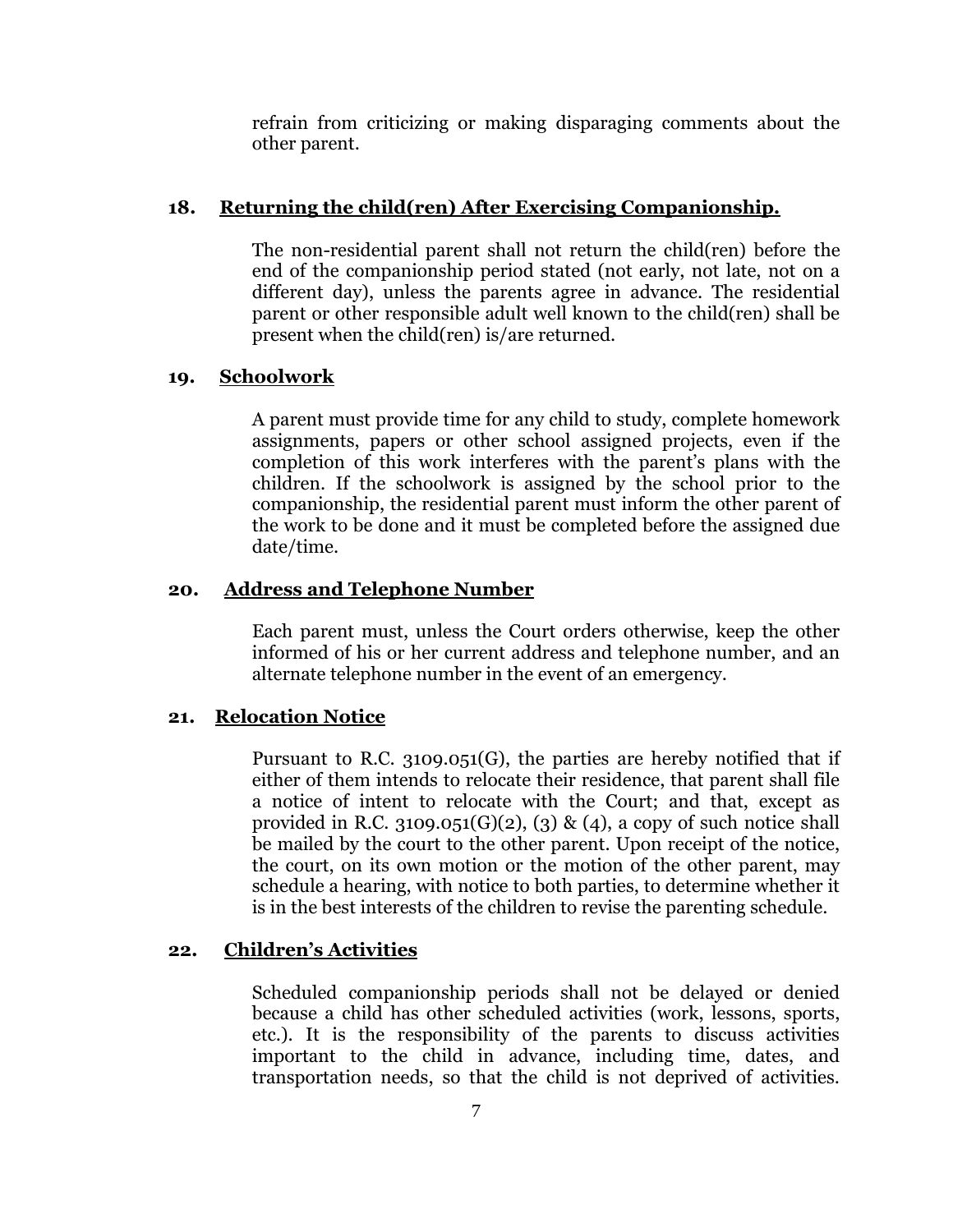refrain from criticizing or making disparaging comments about the other parent.

**18. Returning the child(ren) After Exercising Companionship.**

The non-residential parent shall not return the child(ren) before the end of the companionship period stated (not early, not late, not on a different day), unless the parents agree in advance. The residential parent or other responsible adult well known to the child(ren) shall be present when the child(ren) is/are returned.

**19. Schoolwork**

A parent must provide time for any child to study, complete homework assignments, papers or other school assigned projects, even if the completion of this work interferes with the parent's plans with the children. If the schoolwork is assigned by the school prior to the companionship, the residential parent must inform the other parent of the work to be done and it must be completed before the assigned due date/time.

**20. Address and Telephone Number**

Each parent must, unless the Court orders otherwise, keep the other informed of his or her current address and telephone number, and an alternate telephone number in the event of an emergency.

**21. Relocation Notice**

Pursuant to R.C. 3109.051(G), the parties are hereby notified that if either of them intends to relocate their residence, that parent shall file a notice of intent to relocate with the Court; and that, except as provided in R.C. 3109.051(G)(2), (3) & (4), a copy of such notice shall be mailed by the court to the other parent. Upon receipt of the notice, the court, on its own motion or the motion of the other parent, may schedule a hearing, with notice to both parties, to determine whether it is in the best interests of the children to revise the parenting schedule.

**22. Children's Activities**

Scheduled companionship periods shall not be delayed or denied because a child has other scheduled activities (work, lessons, sports, etc.). It is the responsibility of the parents to discuss activities important to the child in advance, including time, dates, and transportation needs, so that the child is not deprived of activities.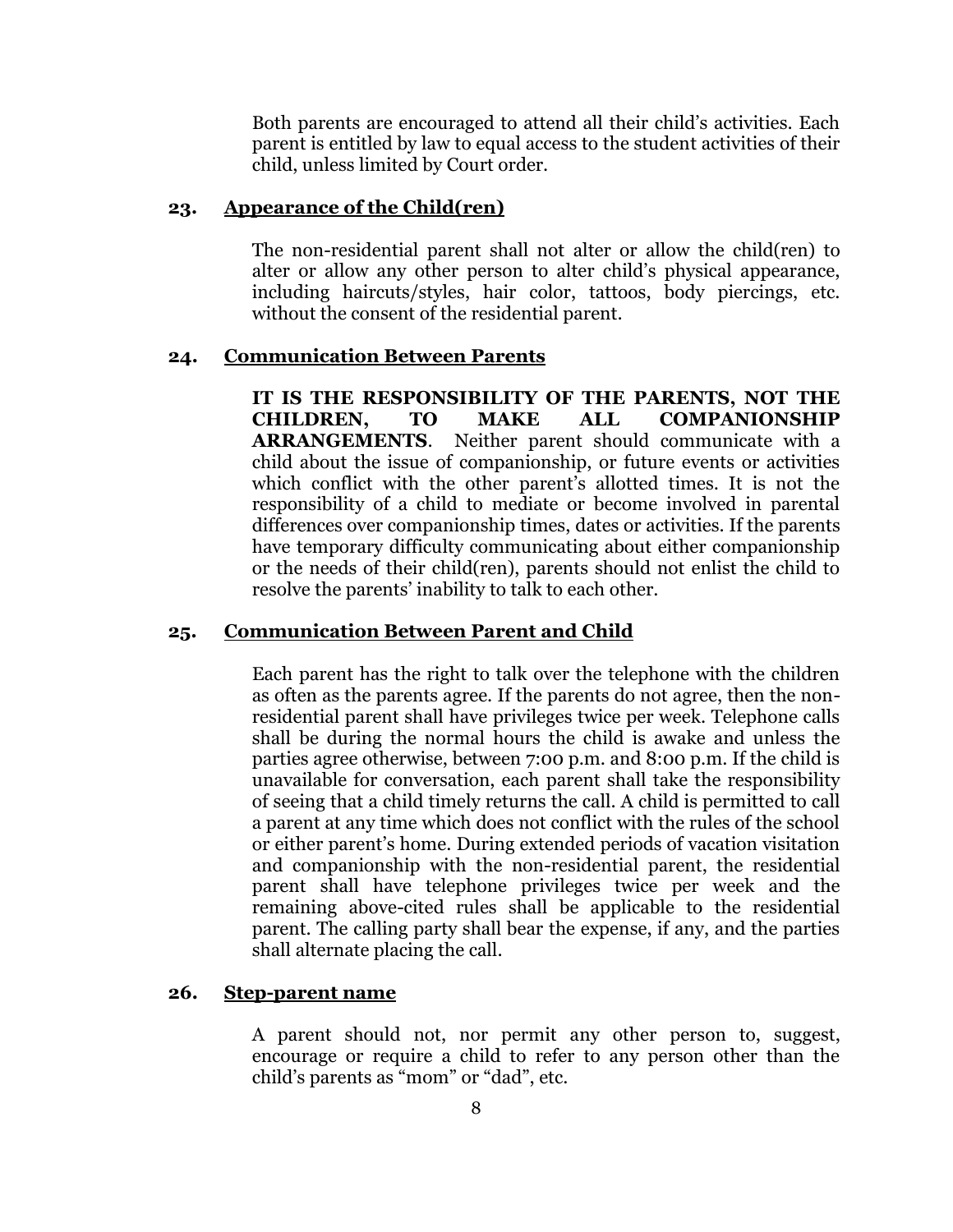Both parents are encouraged to attend all their child's activities. Each parent is entitled by law to equal access to the student activities of their child, unless limited by Court order.

## 23. Appearance of the Child(ren)

The non-residential parent shall not alter or allow the child(ren) to alter or allow any other person to alter child's physical appearance, including haircuts/styles, hair color, tattoos, body piercings, etc. without the consent of the residential parent.

## 24. Communication Between Parents

**IT IS THE RESPONSIBILITY OF THE PARENTS, NOT THE CHILDREN, TO MAKE ALL COMPANIONSHIP ARRANGEMENTS**. Neither parent should communicate with a child about the issue of companionship, or future events or activities which conflict with the other parent's allotted times. It is not the responsibility of a child to mediate or become involved in parental differences over companionship times, dates or activities. If the parents have temporary difficulty communicating about either companionship or the needs of their child(ren), parents should not enlist the child to resolve the parents' inability to talk to each other.

## 25. Communication Between Parent and Child

Each parent has the right to talk over the telephone with the children as often as the parents agree. If the parents do not agree, then the non-residential parent shall have privileges twice per week. Telephone calls shall be during the normal hours the child is awake and unless the parties agree otherwise, between 7:00 p.m. and 8:00 p.m. If the child is unavailable for conversation, each parent shall take the responsibility of seeing that a child timely returns the call. A child is permitted to call a parent at any time which does not conflict with the rules of the school or either parent's home. During extended periods of vacation visitation and companionship with the non-residential parent, the residential parent shall have telephone privileges twice per week and the remaining above-cited rules shall be applicable to the residential parent. The calling party shall bear the expense, if any, and the parties shall alternate placing the call.

## 26. Step-parent name

A parent should not, nor permit any other person to, suggest, encourage or require a child to refer to any person other than the child's parents as "mom" or "dad", etc.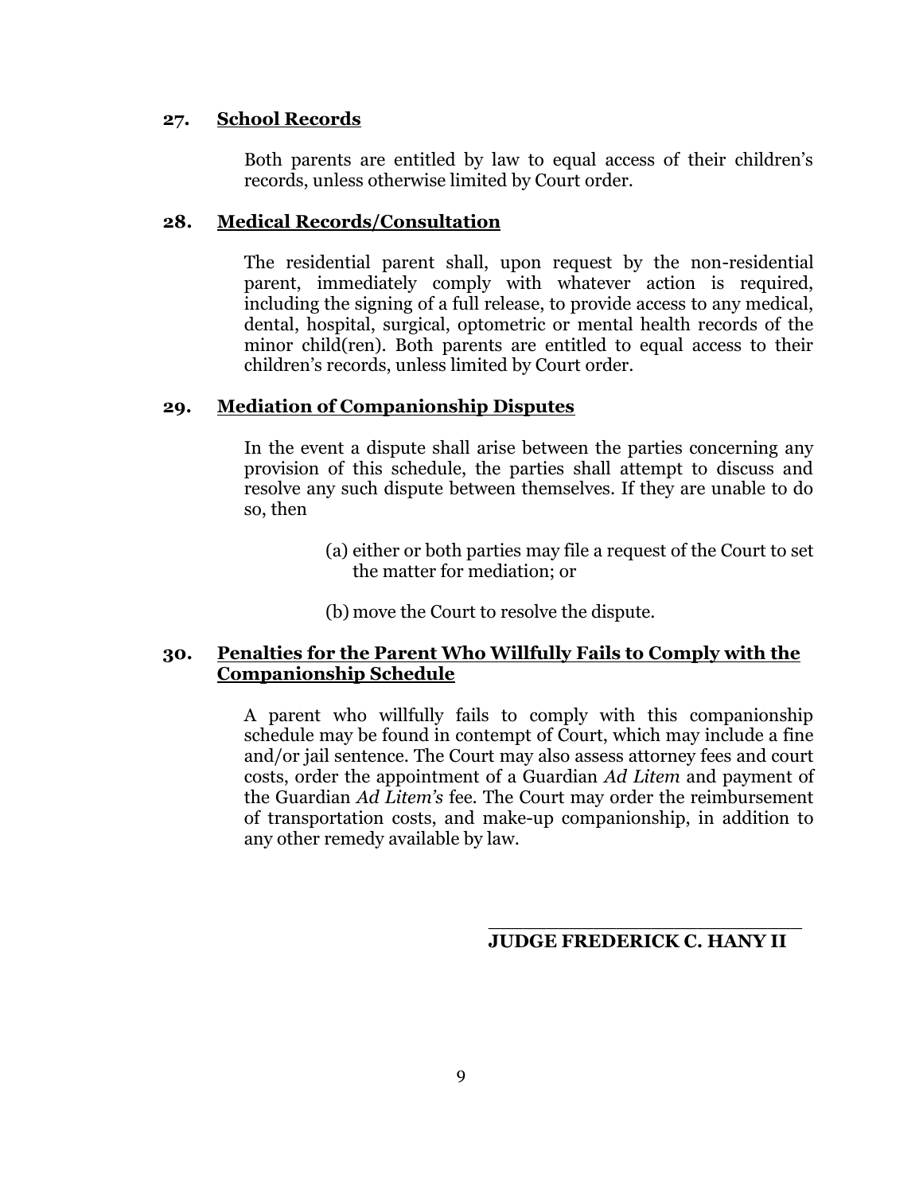## 27. School Records

Both parents are entitled by law to equal access of their children's records, unless otherwise limited by Court order.

## 28. Medical Records/Consultation

The residential parent shall, upon request by the non-residential parent, immediately comply with whatever action is required, including the signing of a full release, to provide access to any medical, dental, hospital, surgical, optometric or mental health records of the minor child(ren). Both parents are entitled to equal access to their children's records, unless limited by Court order.

## 29. Mediation of Companionship Disputes

In the event a dispute shall arise between the parties concerning any provision of this schedule, the parties shall attempt to discuss and resolve any such dispute between themselves. If they are unable to do so, then

(a) either or both parties may file a request of the Court to set the matter for mediation; or

(b) move the Court to resolve the dispute.

## 30. Penalties for the Parent Who Willfully Fails to Comply with the Companionship Schedule

A parent who willfully fails to comply with this companionship schedule may be found in contempt of Court, which may include a fine and/or jail sentence. The Court may also assess attorney fees and court costs, order the appointment of a Guardian *Ad Litem* and payment of the Guardian *Ad Litem's* fee. The Court may order the reimbursement of transportation costs, and make-up companionship, in addition to any other remedy available by law.

\_\_\_\_\_\_\_\_\_\_\_\_\_\_\_\_\_\_\_\_\_\_\_\_\_\_\_\_\_\_\_\_\_\_

**JUDGE FREDERICK C. HANY II**